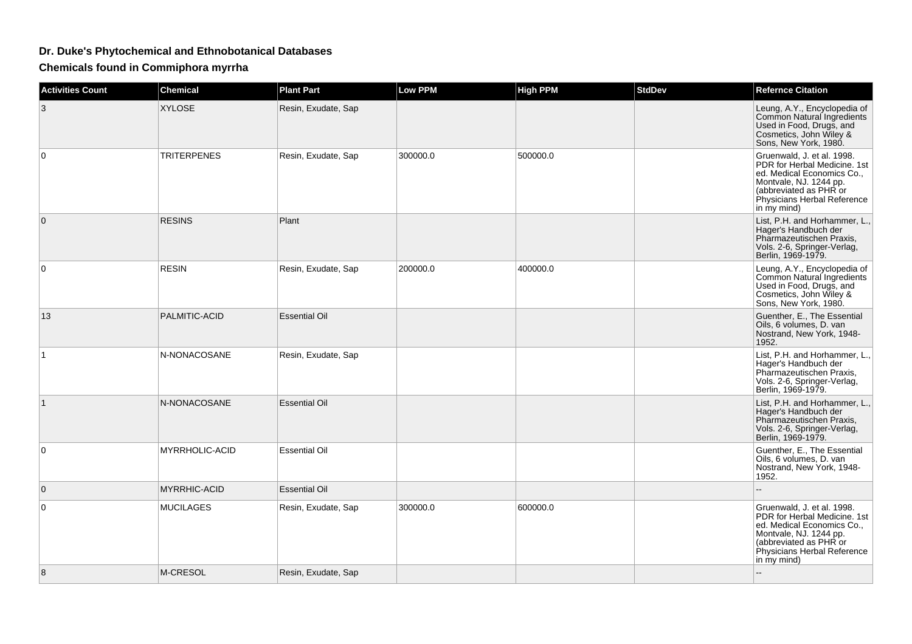# Dr. Duke's Phytochemical and Ethnobotanical Databases

## Chemicals found in Commiphora myrrha

| Activities Count | Chemical | Plant Part | Low PPM | High PPM | StdDev | Refernce Citation |
|---|---|---|---|---|---|---|
| 3 | XYLOSE | Resin, Exudate, Sap | | | | Leung, A.Y., Encyclopedia of Common Natural Ingredients Used in Food, Drugs, and Cosmetics, John Wiley & Sons, New York, 1980. |
| 0 | TRITERPENES | Resin, Exudate, Sap | 300000.0 | 500000.0 | | Gruenwald, J. et al. 1998. PDR for Herbal Medicine. 1st ed. Medical Economics Co., Montvale, NJ. 1244 pp. (abbreviated as PHR or Physicians Herbal Reference in my mind) |
| 0 | RESINS | Plant | | | | List, P.H. and Horhammer, L., Hager's Handbuch der Pharmazeutischen Praxis, Vols. 2-6, Springer-Verlag, Berlin, 1969-1979. |
| 0 | RESIN | Resin, Exudate, Sap | 200000.0 | 400000.0 | | Leung, A.Y., Encyclopedia of Common Natural Ingredients Used in Food, Drugs, and Cosmetics, John Wiley & Sons, New York, 1980. |
| 13 | PALMITIC-ACID | Essential Oil | | | | Guenther, E., The Essential Oils, 6 volumes, D. van Nostrand, New York, 1948-1952. |
| 1 | N-NONACOSANE | Resin, Exudate, Sap | | | | List, P.H. and Horhammer, L., Hager's Handbuch der Pharmazeutischen Praxis, Vols. 2-6, Springer-Verlag, Berlin, 1969-1979. |
| 1 | N-NONACOSANE | Essential Oil | | | | List, P.H. and Horhammer, L., Hager's Handbuch der Pharmazeutischen Praxis, Vols. 2-6, Springer-Verlag, Berlin, 1969-1979. |
| 0 | MYRRHOLIC-ACID | Essential Oil | | | | Guenther, E., The Essential Oils, 6 volumes, D. van Nostrand, New York, 1948-1952. |
| 0 | MYRRHIC-ACID | Essential Oil | | | | -- |
| 0 | MUCILAGES | Resin, Exudate, Sap | 300000.0 | 600000.0 | | Gruenwald, J. et al. 1998. PDR for Herbal Medicine. 1st ed. Medical Economics Co., Montvale, NJ. 1244 pp. (abbreviated as PHR or Physicians Herbal Reference in my mind) |
| 8 | M-CRESOL | Resin, Exudate, Sap | | | | -- |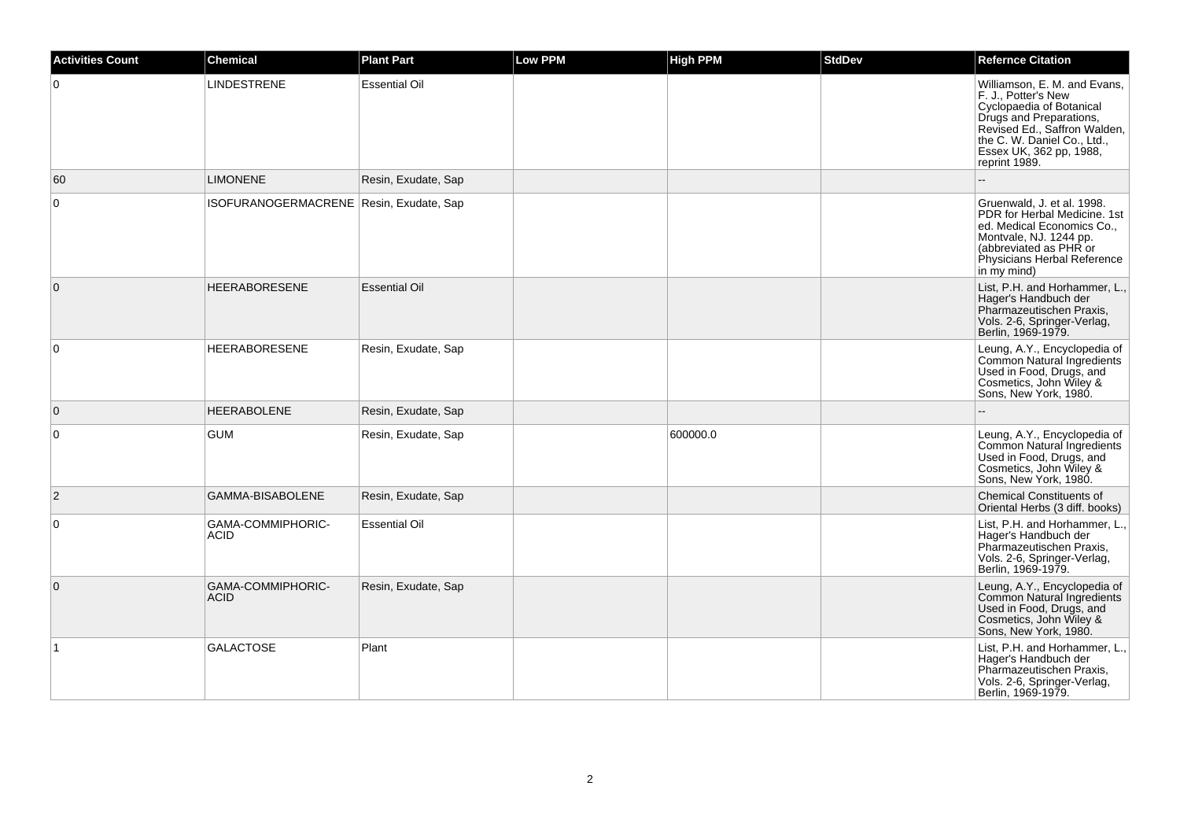| Activities Count | Chemical | Plant Part | Low PPM | High PPM | StdDev | Refernce Citation |
|---|---|---|---|---|---|---|
| 0 | LINDESTRENE | Essential Oil | | | | Williamson, E. M. and Evans, F. J., Potter's New Cyclopaedia of Botanical Drugs and Preparations, Revised Ed., Saffron Walden, the C. W. Daniel Co., Ltd., Essex UK, 362 pp, 1988, reprint 1989. |
| 60 | LIMONENE | Resin, Exudate, Sap | | | | -- |
| 0 | ISOFURANOGERMACRENE | Resin, Exudate, Sap | | | | Gruenwald, J. et al. 1998. PDR for Herbal Medicine. 1st ed. Medical Economics Co., Montvale, NJ. 1244 pp. (abbreviated as PHR or Physicians Herbal Reference in my mind) |
| 0 | HEERABORESENE | Essential Oil | | | | List, P.H. and Horhammer, L., Hager's Handbuch der Pharmazeutischen Praxis, Vols. 2-6, Springer-Verlag, Berlin, 1969-1979. |
| 0 | HEERABORESENE | Resin, Exudate, Sap | | | | Leung, A.Y., Encyclopedia of Common Natural Ingredients Used in Food, Drugs, and Cosmetics, John Wiley & Sons, New York, 1980. |
| 0 | HEERABOLENE | Resin, Exudate, Sap | | | | -- |
| 0 | GUM | Resin, Exudate, Sap | | 600000.0 | | Leung, A.Y., Encyclopedia of Common Natural Ingredients Used in Food, Drugs, and Cosmetics, John Wiley & Sons, New York, 1980. |
| 2 | GAMMA-BISABOLENE | Resin, Exudate, Sap | | | | Chemical Constituents of Oriental Herbs (3 diff. books) |
| 0 | GAMA-COMMIPHORIC-ACID | Essential Oil | | | | List, P.H. and Horhammer, L., Hager's Handbuch der Pharmazeutischen Praxis, Vols. 2-6, Springer-Verlag, Berlin, 1969-1979. |
| 0 | GAMA-COMMIPHORIC-ACID | Resin, Exudate, Sap | | | | Leung, A.Y., Encyclopedia of Common Natural Ingredients Used in Food, Drugs, and Cosmetics, John Wiley & Sons, New York, 1980. |
| 1 | GALACTOSE | Plant | | | | List, P.H. and Horhammer, L., Hager's Handbuch der Pharmazeutischen Praxis, Vols. 2-6, Springer-Verlag, Berlin, 1969-1979. |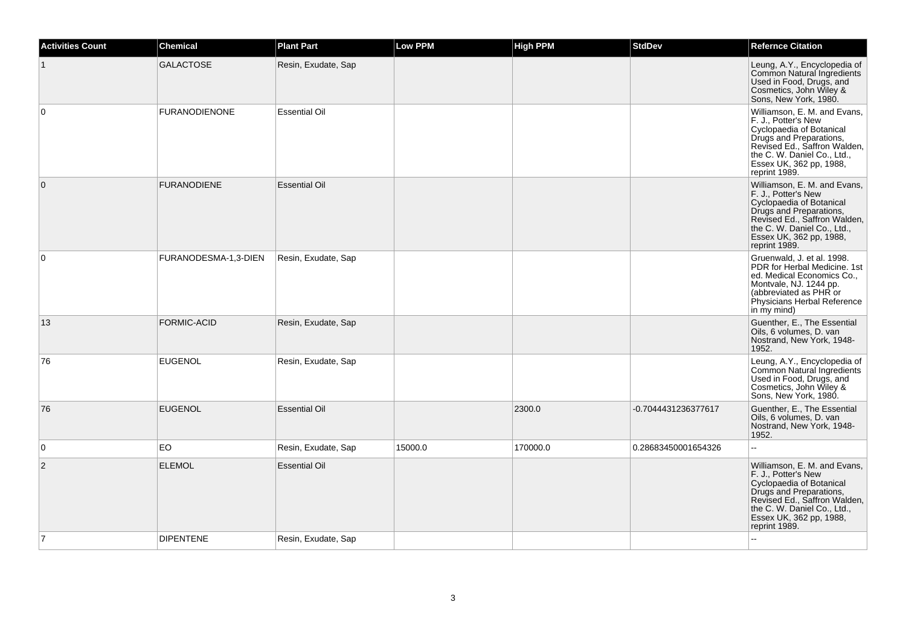| Activities Count | Chemical | Plant Part | Low PPM | High PPM | StdDev | Refernce Citation |
| --- | --- | --- | --- | --- | --- | --- |
| 1 | GALACTOSE | Resin, Exudate, Sap | | | | Leung, A.Y., Encyclopedia of Common Natural Ingredients Used in Food, Drugs, and Cosmetics, John Wiley & Sons, New York, 1980. |
| 0 | FURANODIENONE | Essential Oil | | | | Williamson, E. M. and Evans, F. J., Potter's New Cyclopaedia of Botanical Drugs and Preparations, Revised Ed., Saffron Walden, the C. W. Daniel Co., Ltd., Essex UK, 362 pp, 1988, reprint 1989. |
| 0 | FURANODIENE | Essential Oil | | | | Williamson, E. M. and Evans, F. J., Potter's New Cyclopaedia of Botanical Drugs and Preparations, Revised Ed., Saffron Walden, the C. W. Daniel Co., Ltd., Essex UK, 362 pp, 1988, reprint 1989. |
| 0 | FURANODESMA-1,3-DIEN | Resin, Exudate, Sap | | | | Gruenwald, J. et al. 1998. PDR for Herbal Medicine. 1st ed. Medical Economics Co., Montvale, NJ. 1244 pp. (abbreviated as PHR or Physicians Herbal Reference in my mind) |
| 13 | FORMIC-ACID | Resin, Exudate, Sap | | | | Guenther, E., The Essential Oils, 6 volumes, D. van Nostrand, New York, 1948-1952. |
| 76 | EUGENOL | Resin, Exudate, Sap | | | | Leung, A.Y., Encyclopedia of Common Natural Ingredients Used in Food, Drugs, and Cosmetics, John Wiley & Sons, New York, 1980. |
| 76 | EUGENOL | Essential Oil | | 2300.0 | -0.7044431236377617 | Guenther, E., The Essential Oils, 6 volumes, D. van Nostrand, New York, 1948-1952. |
| 0 | EO | Resin, Exudate, Sap | 15000.0 | 170000.0 | 0.28683450001654326 | -- |
| 2 | ELEMOL | Essential Oil | | | | Williamson, E. M. and Evans, F. J., Potter's New Cyclopaedia of Botanical Drugs and Preparations, Revised Ed., Saffron Walden, the C. W. Daniel Co., Ltd., Essex UK, 362 pp, 1988, reprint 1989. |
| 7 | DIPENTENE | Resin, Exudate, Sap | | | | -- |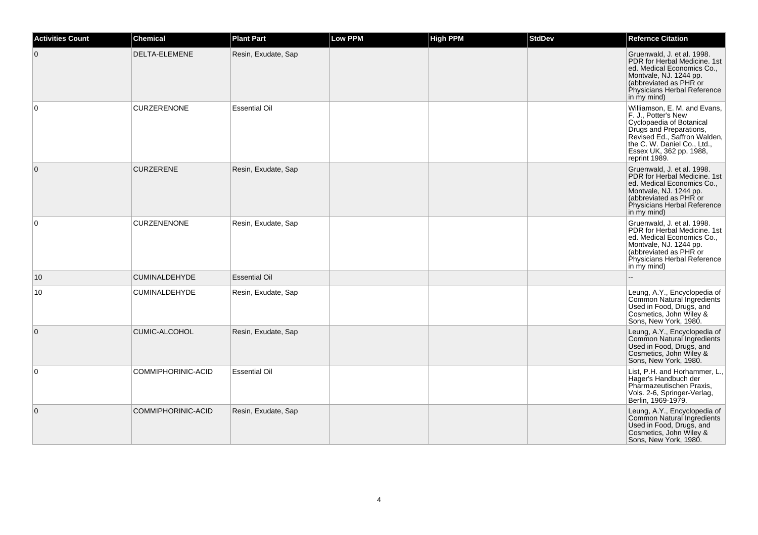| Activities Count | Chemical | Plant Part | Low PPM | High PPM | StdDev | Refernce Citation |
| --- | --- | --- | --- | --- | --- | --- |
| 0 | DELTA-ELEMENE | Resin, Exudate, Sap | | | | Gruenwald, J. et al. 1998. PDR for Herbal Medicine. 1st ed. Medical Economics Co., Montvale, NJ. 1244 pp. (abbreviated as PHR or Physicians Herbal Reference in my mind) |
| 0 | CURZERENONE | Essential Oil | | | | Williamson, E. M. and Evans, F. J., Potter's New Cyclopaedia of Botanical Drugs and Preparations, Revised Ed., Saffron Walden, the C. W. Daniel Co., Ltd., Essex UK, 362 pp, 1988, reprint 1989. |
| 0 | CURZERENE | Resin, Exudate, Sap | | | | Gruenwald, J. et al. 1998. PDR for Herbal Medicine. 1st ed. Medical Economics Co., Montvale, NJ. 1244 pp. (abbreviated as PHR or Physicians Herbal Reference in my mind) |
| 0 | CURZENENONE | Resin, Exudate, Sap | | | | Gruenwald, J. et al. 1998. PDR for Herbal Medicine. 1st ed. Medical Economics Co., Montvale, NJ. 1244 pp. (abbreviated as PHR or Physicians Herbal Reference in my mind) |
| 10 | CUMINALDEHYDE | Essential Oil | | | | -- |
| 10 | CUMINALDEHYDE | Resin, Exudate, Sap | | | | Leung, A.Y., Encyclopedia of Common Natural Ingredients Used in Food, Drugs, and Cosmetics, John Wiley & Sons, New York, 1980. |
| 0 | CUMIC-ALCOHOL | Resin, Exudate, Sap | | | | Leung, A.Y., Encyclopedia of Common Natural Ingredients Used in Food, Drugs, and Cosmetics, John Wiley & Sons, New York, 1980. |
| 0 | COMMIPHORINIC-ACID | Essential Oil | | | | List, P.H. and Horhammer, L., Hager's Handbuch der Pharmazeutischen Praxis, Vols. 2-6, Springer-Verlag, Berlin, 1969-1979. |
| 0 | COMMIPHORINIC-ACID | Resin, Exudate, Sap | | | | Leung, A.Y., Encyclopedia of Common Natural Ingredients Used in Food, Drugs, and Cosmetics, John Wiley & Sons, New York, 1980. |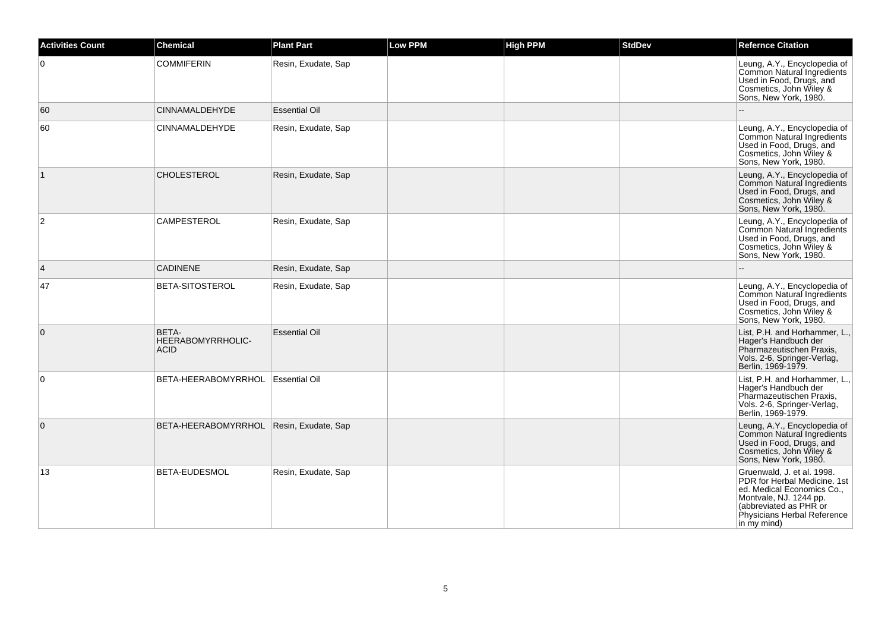| Activities Count | Chemical | Plant Part | Low PPM | High PPM | StdDev | Refernce Citation |
| --- | --- | --- | --- | --- | --- | --- |
| 0 | COMMIFERIN | Resin, Exudate, Sap | | | | Leung, A.Y., Encyclopedia of Common Natural Ingredients Used in Food, Drugs, and Cosmetics, John Wiley & Sons, New York, 1980. |
| 60 | CINNAMALDEHYDE | Essential Oil | | | | -- |
| 60 | CINNAMALDEHYDE | Resin, Exudate, Sap | | | | Leung, A.Y., Encyclopedia of Common Natural Ingredients Used in Food, Drugs, and Cosmetics, John Wiley & Sons, New York, 1980. |
| 1 | CHOLESTEROL | Resin, Exudate, Sap | | | | Leung, A.Y., Encyclopedia of Common Natural Ingredients Used in Food, Drugs, and Cosmetics, John Wiley & Sons, New York, 1980. |
| 2 | CAMPESTEROL | Resin, Exudate, Sap | | | | Leung, A.Y., Encyclopedia of Common Natural Ingredients Used in Food, Drugs, and Cosmetics, John Wiley & Sons, New York, 1980. |
| 4 | CADINENE | Resin, Exudate, Sap | | | | -- |
| 47 | BETA-SITOSTEROL | Resin, Exudate, Sap | | | | Leung, A.Y., Encyclopedia of Common Natural Ingredients Used in Food, Drugs, and Cosmetics, John Wiley & Sons, New York, 1980. |
| 0 | BETA-HEERABOMYRRHOLIC-ACID | Essential Oil | | | | List, P.H. and Horhammer, L., Hager's Handbuch der Pharmazeutischen Praxis, Vols. 2-6, Springer-Verlag, Berlin, 1969-1979. |
| 0 | BETA-HEERABOMYRRHOL | Essential Oil | | | | List, P.H. and Horhammer, L., Hager's Handbuch der Pharmazeutischen Praxis, Vols. 2-6, Springer-Verlag, Berlin, 1969-1979. |
| 0 | BETA-HEERABOMYRRHOL | Resin, Exudate, Sap | | | | Leung, A.Y., Encyclopedia of Common Natural Ingredients Used in Food, Drugs, and Cosmetics, John Wiley & Sons, New York, 1980. |
| 13 | BETA-EUDESMOL | Resin, Exudate, Sap | | | | Gruenwald, J. et al. 1998. PDR for Herbal Medicine. 1st ed. Medical Economics Co., Montvale, NJ. 1244 pp. (abbreviated as PHR or Physicians Herbal Reference in my mind) |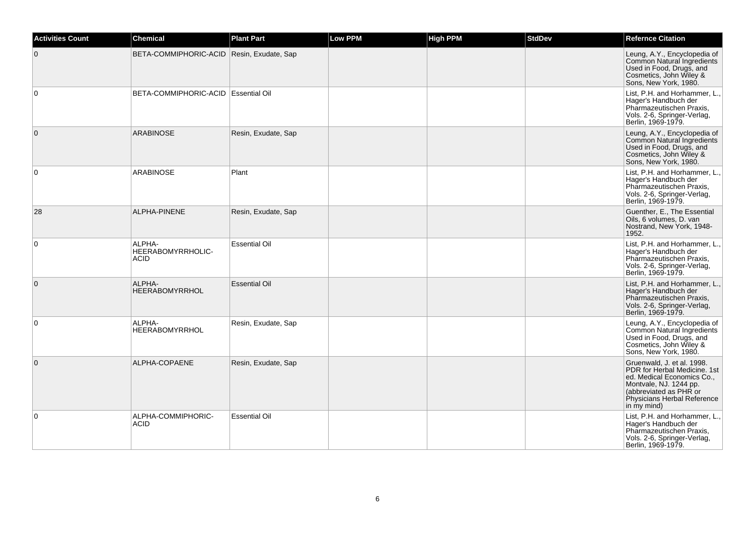| Activities Count | Chemical | Plant Part | Low PPM | High PPM | StdDev | Refernce Citation |
| --- | --- | --- | --- | --- | --- | --- |
| 0 | BETA-COMMIPHORIC-ACID | Resin, Exudate, Sap | | | | Leung, A.Y., Encyclopedia of Common Natural Ingredients Used in Food, Drugs, and Cosmetics, John Wiley & Sons, New York, 1980. |
| 0 | BETA-COMMIPHORIC-ACID | Essential Oil | | | | List, P.H. and Horhammer, L., Hager's Handbuch der Pharmazeutischen Praxis, Vols. 2-6, Springer-Verlag, Berlin, 1969-1979. |
| 0 | ARABINOSE | Resin, Exudate, Sap | | | | Leung, A.Y., Encyclopedia of Common Natural Ingredients Used in Food, Drugs, and Cosmetics, John Wiley & Sons, New York, 1980. |
| 0 | ARABINOSE | Plant | | | | List, P.H. and Horhammer, L., Hager's Handbuch der Pharmazeutischen Praxis, Vols. 2-6, Springer-Verlag, Berlin, 1969-1979. |
| 28 | ALPHA-PINENE | Resin, Exudate, Sap | | | | Guenther, E., The Essential Oils, 6 volumes, D. van Nostrand, New York, 1948-1952. |
| 0 | ALPHA-HEERABOMYRRHOLIC-ACID | Essential Oil | | | | List, P.H. and Horhammer, L., Hager's Handbuch der Pharmazeutischen Praxis, Vols. 2-6, Springer-Verlag, Berlin, 1969-1979. |
| 0 | ALPHA-HEERABOMYRRHOL | Essential Oil | | | | List, P.H. and Horhammer, L., Hager's Handbuch der Pharmazeutischen Praxis, Vols. 2-6, Springer-Verlag, Berlin, 1969-1979. |
| 0 | ALPHA-HEERABOMYRRHOL | Resin, Exudate, Sap | | | | Leung, A.Y., Encyclopedia of Common Natural Ingredients Used in Food, Drugs, and Cosmetics, John Wiley & Sons, New York, 1980. |
| 0 | ALPHA-COPAENE | Resin, Exudate, Sap | | | | Gruenwald, J. et al. 1998. PDR for Herbal Medicine. 1st ed. Medical Economics Co., Montvale, NJ. 1244 pp. (abbreviated as PHR or Physicians Herbal Reference in my mind) |
| 0 | ALPHA-COMMIPHORIC-ACID | Essential Oil | | | | List, P.H. and Horhammer, L., Hager's Handbuch der Pharmazeutischen Praxis, Vols. 2-6, Springer-Verlag, Berlin, 1969-1979. |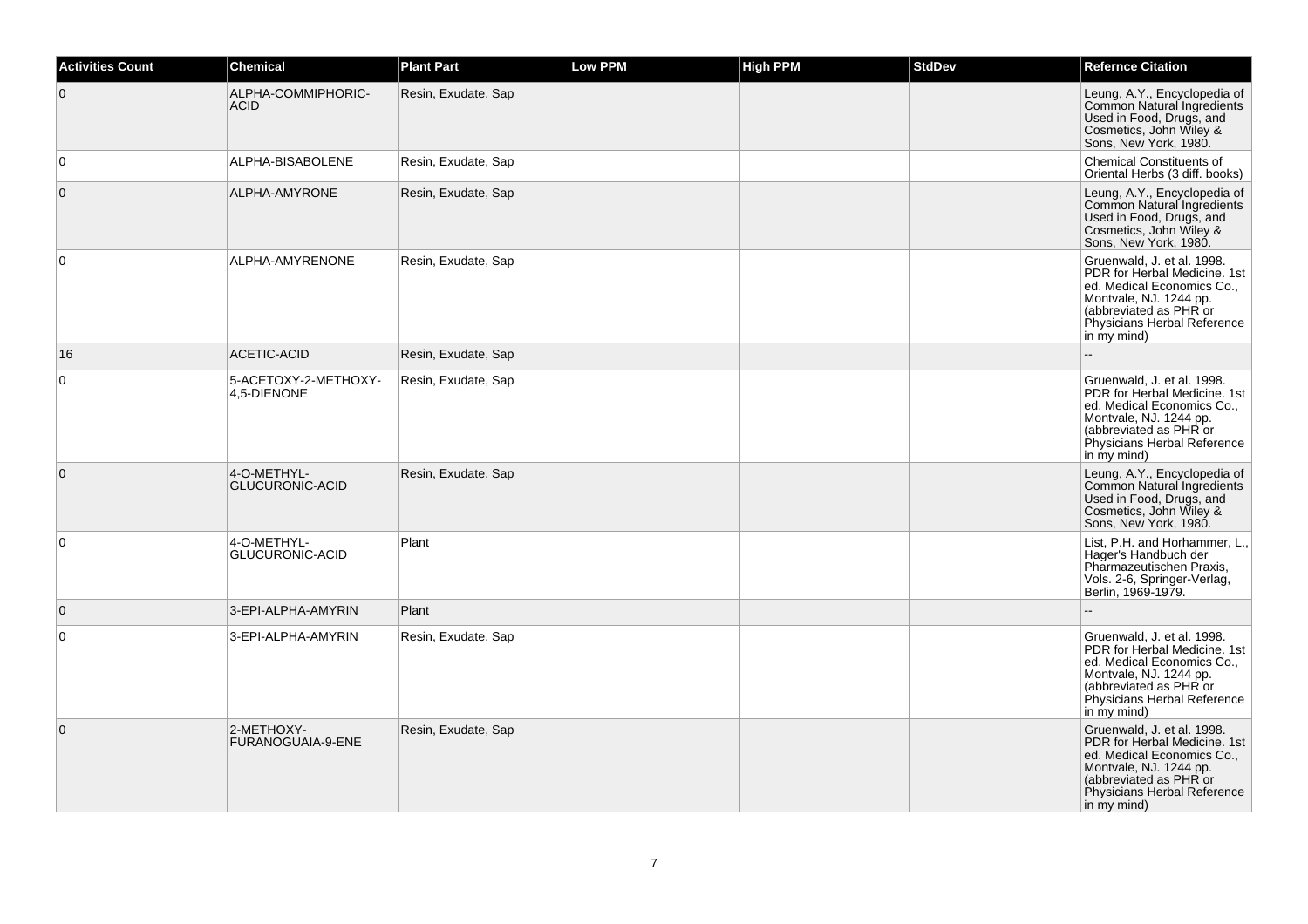| Activities Count | Chemical | Plant Part | Low PPM | High PPM | StdDev | Refernce Citation |
| --- | --- | --- | --- | --- | --- | --- |
| 0 | ALPHA-COMMIPHORIC-ACID | Resin, Exudate, Sap | | | | Leung, A.Y., Encyclopedia of Common Natural Ingredients Used in Food, Drugs, and Cosmetics, John Wiley & Sons, New York, 1980. |
| 0 | ALPHA-BISABOLENE | Resin, Exudate, Sap | | | | Chemical Constituents of Oriental Herbs (3 diff. books) |
| 0 | ALPHA-AMYRONE | Resin, Exudate, Sap | | | | Leung, A.Y., Encyclopedia of Common Natural Ingredients Used in Food, Drugs, and Cosmetics, John Wiley & Sons, New York, 1980. |
| 0 | ALPHA-AMYRENONE | Resin, Exudate, Sap | | | | Gruenwald, J. et al. 1998. PDR for Herbal Medicine. 1st ed. Medical Economics Co., Montvale, NJ. 1244 pp. (abbreviated as PHR or Physicians Herbal Reference in my mind) |
| 16 | ACETIC-ACID | Resin, Exudate, Sap | | | | -- |
| 0 | 5-ACETOXY-2-METHOXY-4,5-DIENONE | Resin, Exudate, Sap | | | | Gruenwald, J. et al. 1998. PDR for Herbal Medicine. 1st ed. Medical Economics Co., Montvale, NJ. 1244 pp. (abbreviated as PHR or Physicians Herbal Reference in my mind) |
| 0 | 4-O-METHYL-GLUCURONIC-ACID | Resin, Exudate, Sap | | | | Leung, A.Y., Encyclopedia of Common Natural Ingredients Used in Food, Drugs, and Cosmetics, John Wiley & Sons, New York, 1980. |
| 0 | 4-O-METHYL-GLUCURONIC-ACID | Plant | | | | List, P.H. and Horhammer, L., Hager's Handbuch der Pharmazeutischen Praxis, Vols. 2-6, Springer-Verlag, Berlin, 1969-1979. |
| 0 | 3-EPI-ALPHA-AMYRIN | Plant | | | | -- |
| 0 | 3-EPI-ALPHA-AMYRIN | Resin, Exudate, Sap | | | | Gruenwald, J. et al. 1998. PDR for Herbal Medicine. 1st ed. Medical Economics Co., Montvale, NJ. 1244 pp. (abbreviated as PHR or Physicians Herbal Reference in my mind) |
| 0 | 2-METHOXY-FURANOGUAIA-9-ENE | Resin, Exudate, Sap | | | | Gruenwald, J. et al. 1998. PDR for Herbal Medicine. 1st ed. Medical Economics Co., Montvale, NJ. 1244 pp. (abbreviated as PHR or Physicians Herbal Reference in my mind) |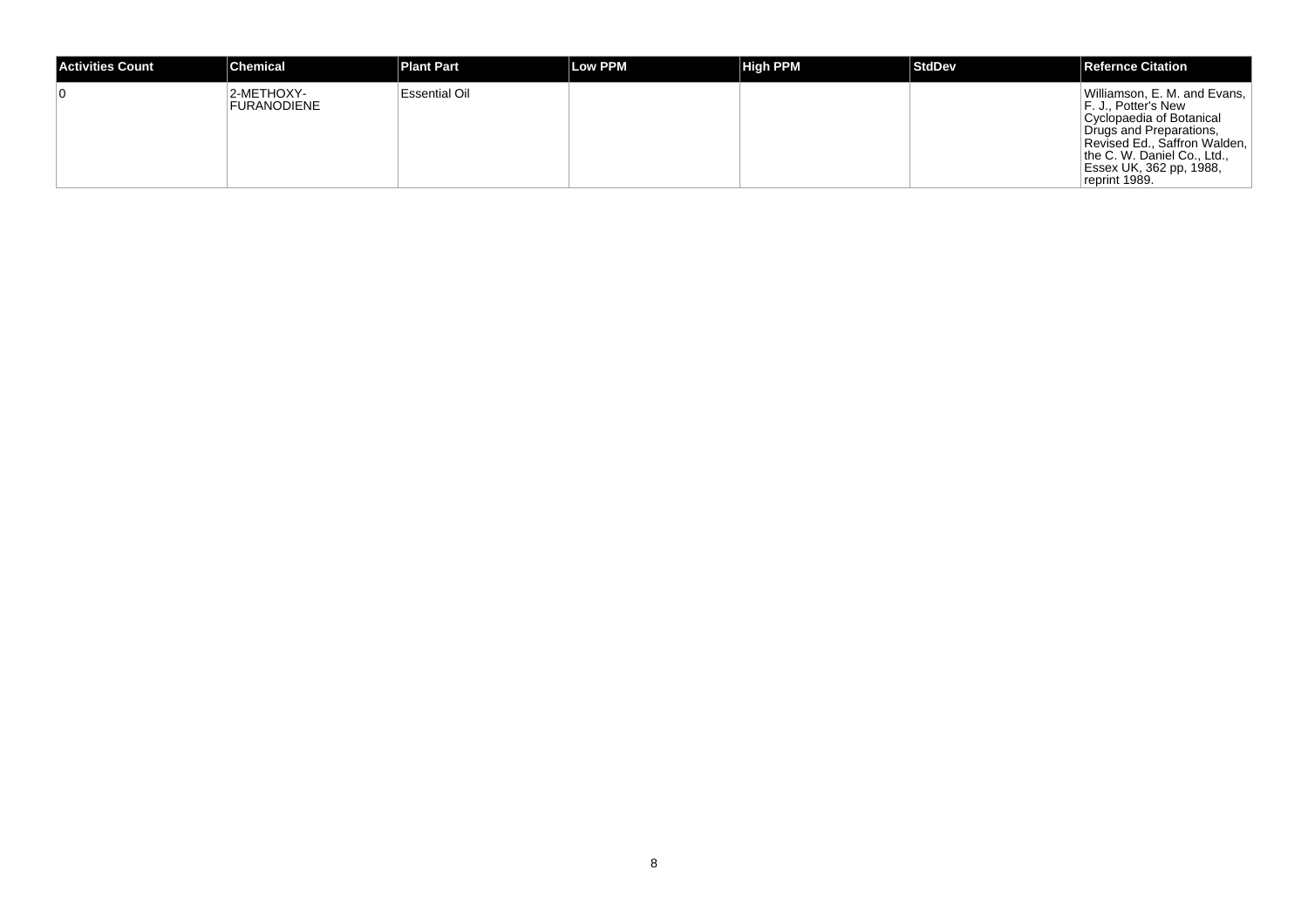| Activities Count | Chemical | Plant Part | Low PPM | High PPM | StdDev | Refernce Citation |
|---|---|---|---|---|---|---|
| 0 | 2-METHOXY-FURANODIENE | Essential Oil | | | | Williamson, E. M. and Evans, F. J., Potter's New Cyclopaedia of Botanical Drugs and Preparations, Revised Ed., Saffron Walden, the C. W. Daniel Co., Ltd., Essex UK, 362 pp, 1988, reprint 1989. |